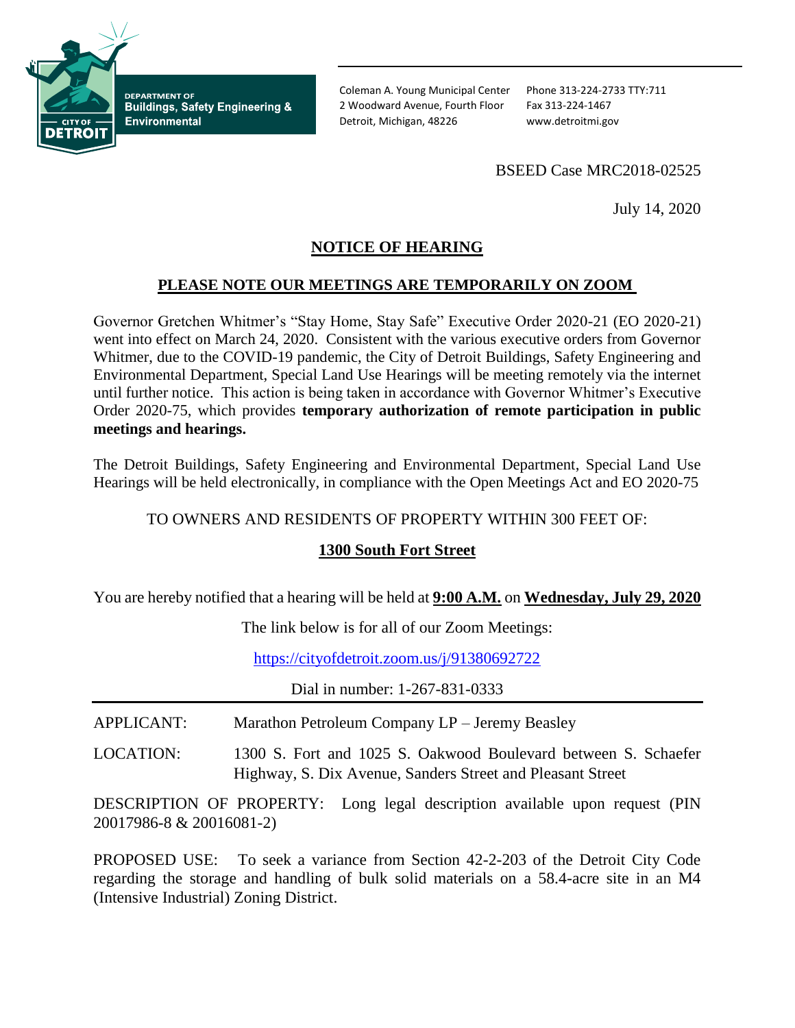DEPARTMENT OF
**Buildings, Safety Engineering & Environmental**

CITY OF DETROIT

Coleman A. Young Municipal Center
2 Woodward Avenue, Fourth Floor
Detroit, Michigan, 48226

Phone 313-224-2733 TTY:711
Fax 313-224-1467
www.detroitmi.gov

BSEED Case MRC2018-02525

July 14, 2020

## NOTICE OF HEARING

### PLEASE NOTE OUR MEETINGS ARE TEMPORARILY ON ZOOM

Governor Gretchen Whitmer's "Stay Home, Stay Safe" Executive Order 2020-21 (EO 2020-21) went into effect on March 24, 2020. Consistent with the various executive orders from Governor Whitmer, due to the COVID-19 pandemic, the City of Detroit Buildings, Safety Engineering and Environmental Department, Special Land Use Hearings will be meeting remotely via the internet until further notice. This action is being taken in accordance with Governor Whitmer's Executive Order 2020-75, which provides **temporary authorization of remote participation in public meetings and hearings.**

The Detroit Buildings, Safety Engineering and Environmental Department, Special Land Use Hearings will be held electronically, in compliance with the Open Meetings Act and EO 2020-75

TO OWNERS AND RESIDENTS OF PROPERTY WITHIN 300 FEET OF:

**1300 South Fort Street**

You are hereby notified that a hearing will be held at **9:00 A.M.** on **Wednesday, July 29, 2020**

The link below is for all of our Zoom Meetings:

https://cityofdetroit.zoom.us/j/91380692722

Dial in number: 1-267-831-0333

---

APPLICANT: Marathon Petroleum Company LP – Jeremy Beasley

LOCATION: 1300 S. Fort and 1025 S. Oakwood Boulevard between S. Schaefer Highway, S. Dix Avenue, Sanders Street and Pleasant Street

DESCRIPTION OF PROPERTY: Long legal description available upon request (PIN 20017986-8 & 20016081-2)

PROPOSED USE: To seek a variance from Section 42-2-203 of the Detroit City Code regarding the storage and handling of bulk solid materials on a 58.4-acre site in an M4 (Intensive Industrial) Zoning District.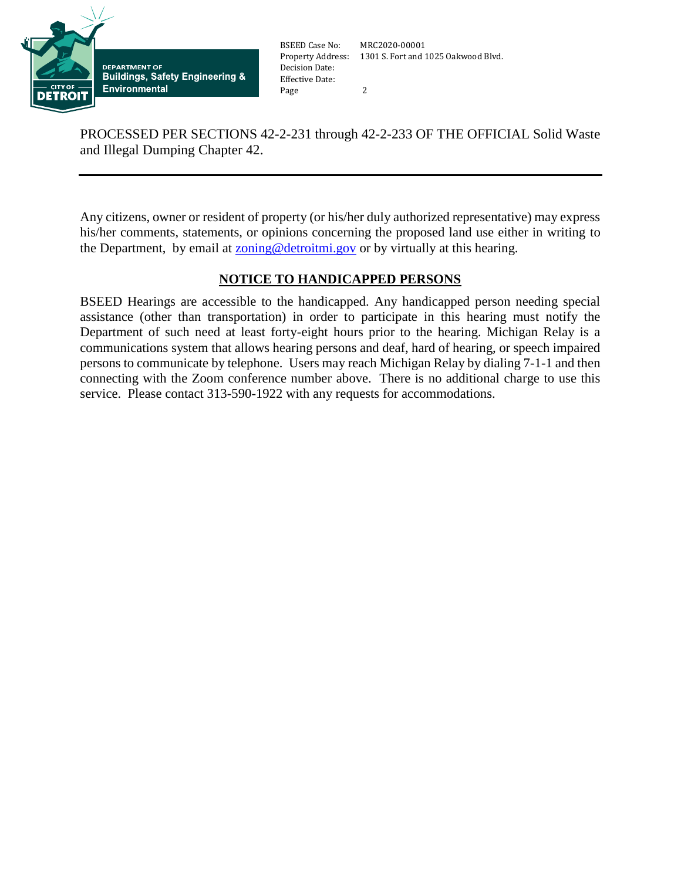PROCESSED PER SECTIONS 42-2-231 through 42-2-233 OF THE OFFICIAL Solid Waste and Illegal Dumping Chapter 42.

---

Any citizens, owner or resident of property (or his/her duly authorized representative) may express his/her comments, statements, or opinions concerning the proposed land use either in writing to the Department, by email at zoning@detroitmi.gov or by virtually at this hearing.

## NOTICE TO HANDICAPPED PERSONS

BSEED Hearings are accessible to the handicapped. Any handicapped person needing special assistance (other than transportation) in order to participate in this hearing must notify the Department of such need at least forty-eight hours prior to the hearing. Michigan Relay is a communications system that allows hearing persons and deaf, hard of hearing, or speech impaired persons to communicate by telephone. Users may reach Michigan Relay by dialing 7-1-1 and then connecting with the Zoom conference number above. There is no additional charge to use this service. Please contact 313-590-1922 with any requests for accommodations.